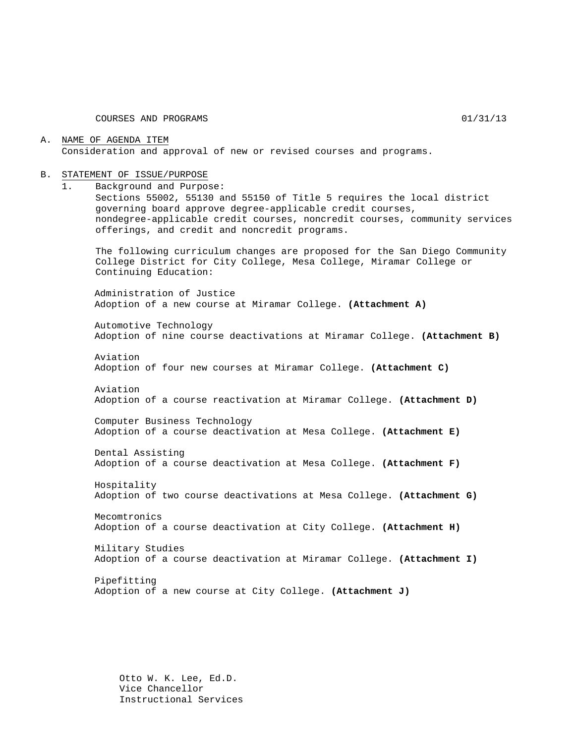COURSES AND PROGRAMS 01/31/13

A. NAME OF AGENDA ITEM

Consideration and approval of new or revised courses and programs.

B. STATEMENT OF ISSUE/PURPOSE

1. Background and Purpose:

Sections 55002, 55130 and 55150 of Title 5 requires the local district governing board approve degree-applicable credit courses, nondegree-applicable credit courses, noncredit courses, community services offerings, and credit and noncredit programs.

The following curriculum changes are proposed for the San Diego Community College District for City College, Mesa College, Miramar College or Continuing Education:

Administration of Justice
Adoption of a new course at Miramar College. **(Attachment A)**

Automotive Technology
Adoption of nine course deactivations at Miramar College. **(Attachment B)**

Aviation
Adoption of four new courses at Miramar College. **(Attachment C)**

Aviation
Adoption of a course reactivation at Miramar College. **(Attachment D)**

Computer Business Technology
Adoption of a course deactivation at Mesa College. **(Attachment E)**

Dental Assisting
Adoption of a course deactivation at Mesa College. **(Attachment F)**

Hospitality
Adoption of two course deactivations at Mesa College. **(Attachment G)**

Mecomtronics
Adoption of a course deactivation at City College. **(Attachment H)**

Military Studies
Adoption of a course deactivation at Miramar College. **(Attachment I)**

Pipefitting
Adoption of a new course at City College. **(Attachment J)**

Otto W. K. Lee, Ed.D.
Vice Chancellor
Instructional Services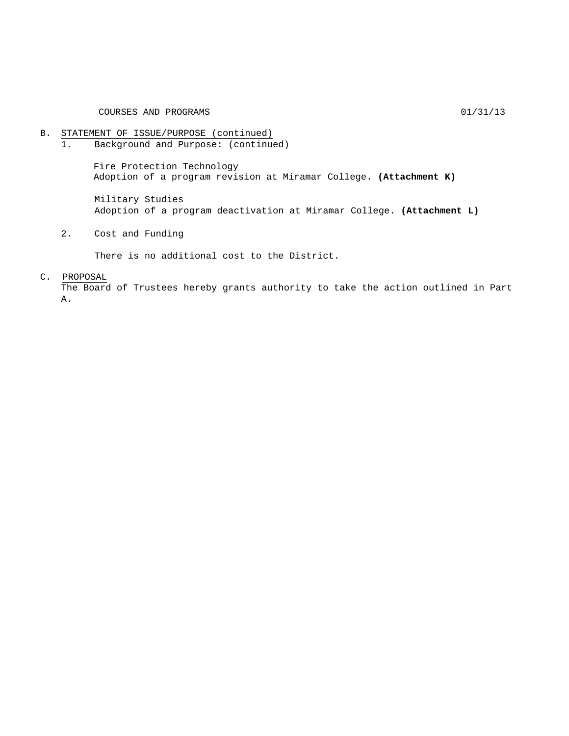COURSES AND PROGRAMS 01/31/13

B. STATEMENT OF ISSUE/PURPOSE (continued)

1. Background and Purpose: (continued)

   Fire Protection Technology
   Adoption of a program revision at Miramar College. **(Attachment K)**

   Military Studies
   Adoption of a program deactivation at Miramar College. **(Attachment L)**

2. Cost and Funding

   There is no additional cost to the District.

C. PROPOSAL

The Board of Trustees hereby grants authority to take the action outlined in Part A.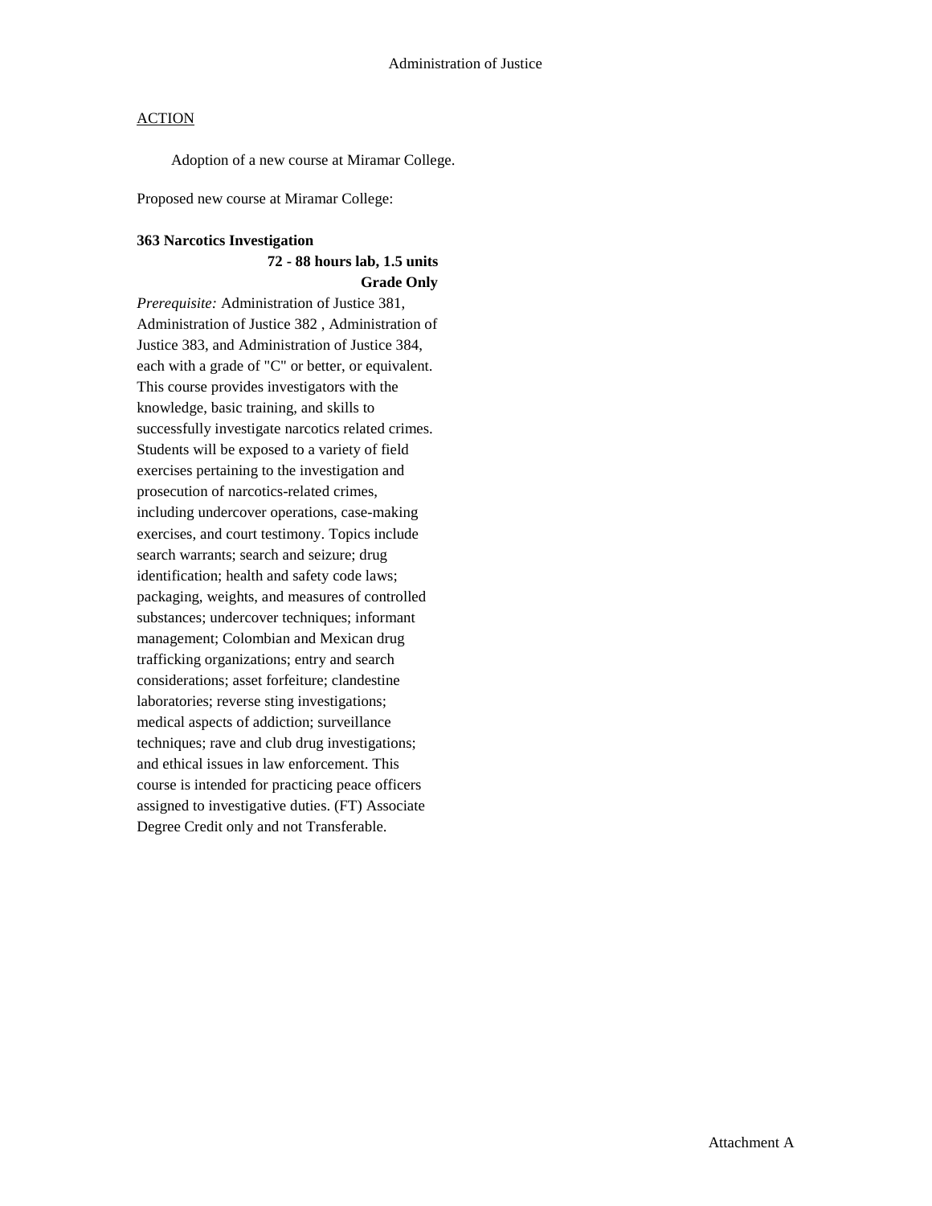# Administration of Justice

ACTION

Adoption of a new course at Miramar College.

Proposed new course at Miramar College:

**363 Narcotics Investigation**

**72 - 88 hours lab, 1.5 units**

**Grade Only**

*Prerequisite:* Administration of Justice 381, Administration of Justice 382 , Administration of Justice 383, and Administration of Justice 384, each with a grade of "C" or better, or equivalent. This course provides investigators with the knowledge, basic training, and skills to successfully investigate narcotics related crimes. Students will be exposed to a variety of field exercises pertaining to the investigation and prosecution of narcotics-related crimes, including undercover operations, case-making exercises, and court testimony. Topics include search warrants; search and seizure; drug identification; health and safety code laws; packaging, weights, and measures of controlled substances; undercover techniques; informant management; Colombian and Mexican drug trafficking organizations; entry and search considerations; asset forfeiture; clandestine laboratories; reverse sting investigations; medical aspects of addiction; surveillance techniques; rave and club drug investigations; and ethical issues in law enforcement. This course is intended for practicing peace officers assigned to investigative duties. (FT) Associate Degree Credit only and not Transferable.

Attachment A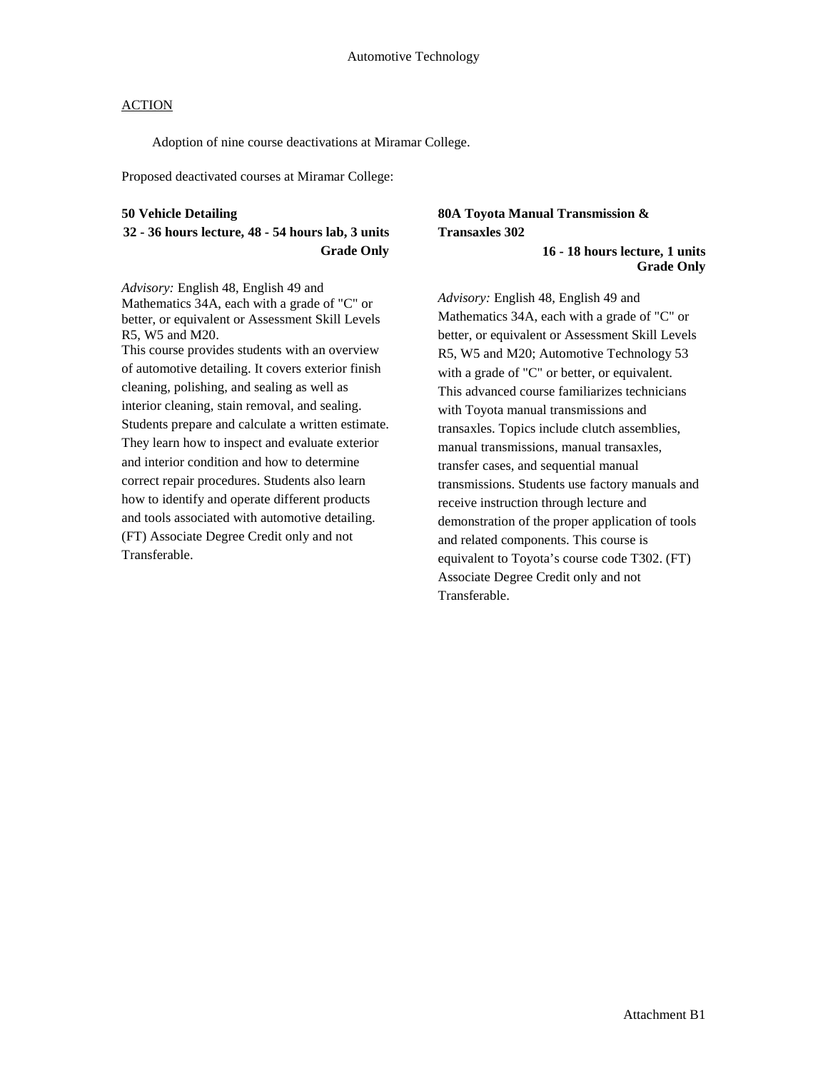Automotive Technology

ACTION

Adoption of nine course deactivations at Miramar College.

Proposed deactivated courses at Miramar College:

**50 Vehicle Detailing**
**32 - 36 hours lecture, 48 - 54 hours lab, 3 units**
**Grade Only**

*Advisory:* English 48, English 49 and Mathematics 34A, each with a grade of "C" or better, or equivalent or Assessment Skill Levels R5, W5 and M20.
This course provides students with an overview of automotive detailing. It covers exterior finish cleaning, polishing, and sealing as well as interior cleaning, stain removal, and sealing. Students prepare and calculate a written estimate. They learn how to inspect and evaluate exterior and interior condition and how to determine correct repair procedures. Students also learn how to identify and operate different products and tools associated with automotive detailing. (FT) Associate Degree Credit only and not Transferable.

**80A Toyota Manual Transmission & Transaxles 302**
**16 - 18 hours lecture, 1 units**
**Grade Only**

*Advisory:* English 48, English 49 and Mathematics 34A, each with a grade of "C" or better, or equivalent or Assessment Skill Levels R5, W5 and M20; Automotive Technology 53 with a grade of "C" or better, or equivalent.
This advanced course familiarizes technicians with Toyota manual transmissions and transaxles. Topics include clutch assemblies, manual transmissions, manual transaxles, transfer cases, and sequential manual transmissions. Students use factory manuals and receive instruction through lecture and demonstration of the proper application of tools and related components. This course is equivalent to Toyota's course code T302. (FT) Associate Degree Credit only and not Transferable.

Attachment B1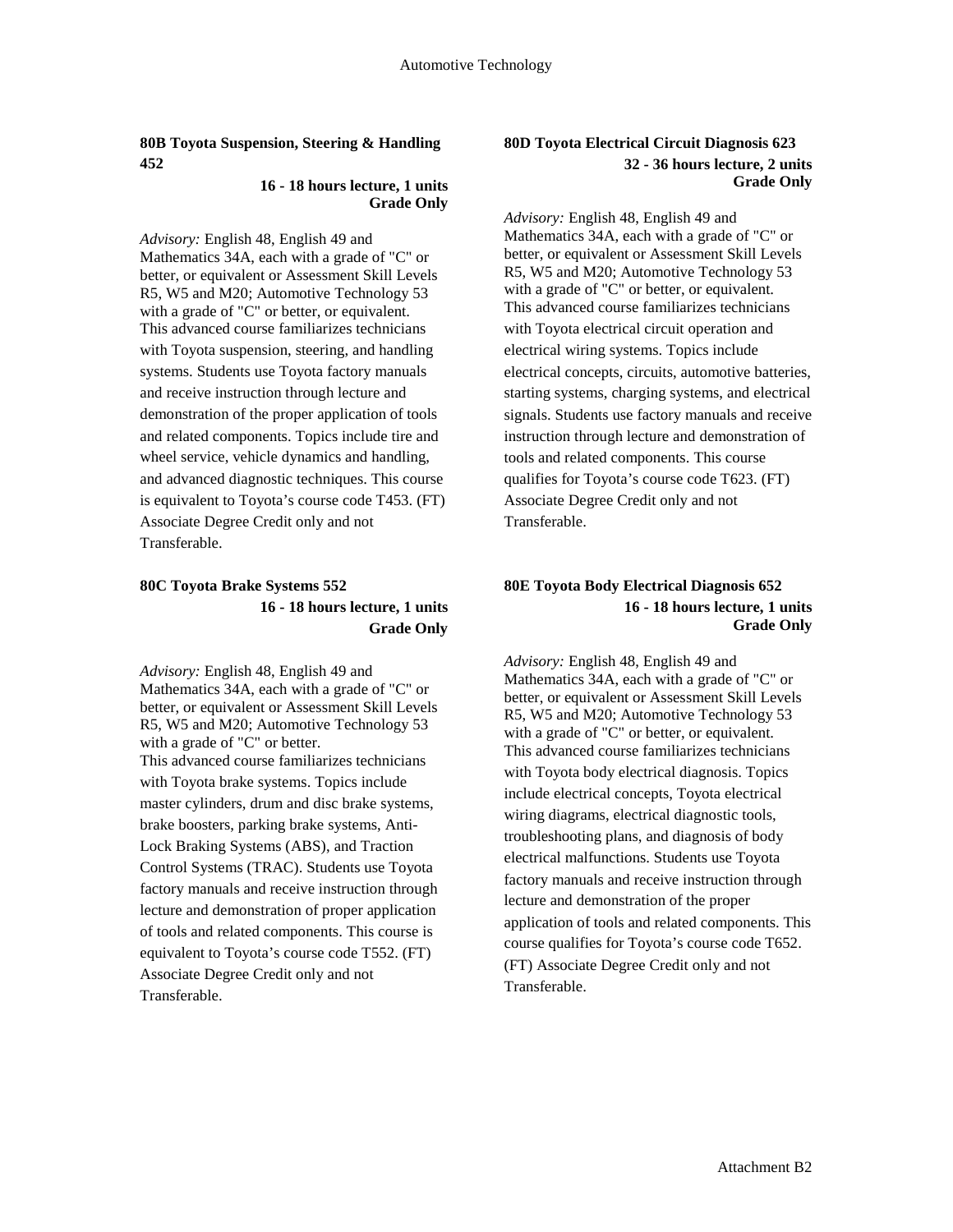### 80B Toyota Suspension, Steering & Handling 452

**16 - 18 hours lecture, 1 units**
**Grade Only**

*Advisory:* English 48, English 49 and Mathematics 34A, each with a grade of "C" or better, or equivalent or Assessment Skill Levels R5, W5 and M20; Automotive Technology 53 with a grade of "C" or better, or equivalent. This advanced course familiarizes technicians with Toyota suspension, steering, and handling systems. Students use Toyota factory manuals and receive instruction through lecture and demonstration of the proper application of tools and related components. Topics include tire and wheel service, vehicle dynamics and handling, and advanced diagnostic techniques. This course is equivalent to Toyota's course code T453. (FT) Associate Degree Credit only and not Transferable.

### 80C Toyota Brake Systems 552

**16 - 18 hours lecture, 1 units**
**Grade Only**

*Advisory:* English 48, English 49 and Mathematics 34A, each with a grade of "C" or better, or equivalent or Assessment Skill Levels R5, W5 and M20; Automotive Technology 53 with a grade of "C" or better.
This advanced course familiarizes technicians with Toyota brake systems. Topics include master cylinders, drum and disc brake systems, brake boosters, parking brake systems, Anti-Lock Braking Systems (ABS), and Traction Control Systems (TRAC). Students use Toyota factory manuals and receive instruction through lecture and demonstration of proper application of tools and related components. This course is equivalent to Toyota's course code T552. (FT) Associate Degree Credit only and not Transferable.

### 80D Toyota Electrical Circuit Diagnosis 623

**32 - 36 hours lecture, 2 units**
**Grade Only**

*Advisory:* English 48, English 49 and Mathematics 34A, each with a grade of "C" or better, or equivalent or Assessment Skill Levels R5, W5 and M20; Automotive Technology 53 with a grade of "C" or better, or equivalent. This advanced course familiarizes technicians with Toyota electrical circuit operation and electrical wiring systems. Topics include electrical concepts, circuits, automotive batteries, starting systems, charging systems, and electrical signals. Students use factory manuals and receive instruction through lecture and demonstration of tools and related components. This course qualifies for Toyota's course code T623. (FT) Associate Degree Credit only and not Transferable.

### 80E Toyota Body Electrical Diagnosis 652

**16 - 18 hours lecture, 1 units**
**Grade Only**

*Advisory:* English 48, English 49 and Mathematics 34A, each with a grade of "C" or better, or equivalent or Assessment Skill Levels R5, W5 and M20; Automotive Technology 53 with a grade of "C" or better, or equivalent. This advanced course familiarizes technicians with Toyota body electrical diagnosis. Topics include electrical concepts, Toyota electrical wiring diagrams, electrical diagnostic tools, troubleshooting plans, and diagnosis of body electrical malfunctions. Students use Toyota factory manuals and receive instruction through lecture and demonstration of the proper application of tools and related components. This course qualifies for Toyota's course code T652. (FT) Associate Degree Credit only and not Transferable.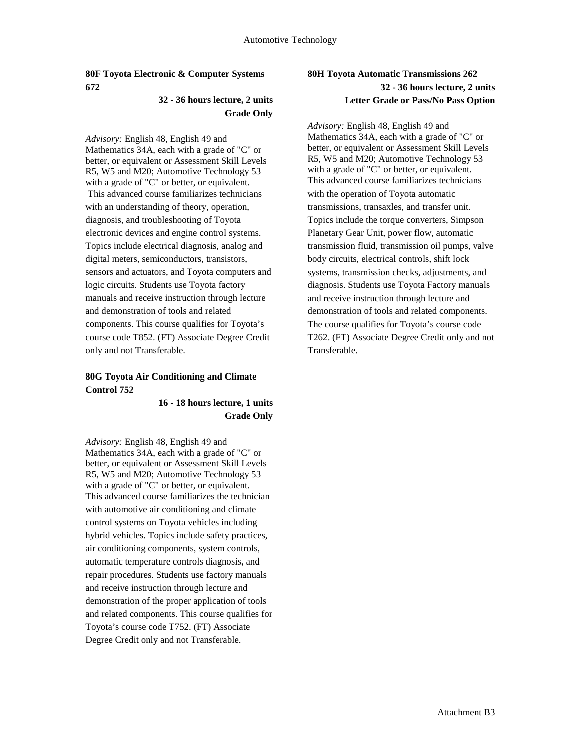### 80F Toyota Electronic & Computer Systems 672

**32 - 36 hours lecture, 2 units**
**Grade Only**

*Advisory:* English 48, English 49 and Mathematics 34A, each with a grade of "C" or better, or equivalent or Assessment Skill Levels R5, W5 and M20; Automotive Technology 53 with a grade of "C" or better, or equivalent. This advanced course familiarizes technicians with an understanding of theory, operation, diagnosis, and troubleshooting of Toyota electronic devices and engine control systems. Topics include electrical diagnosis, analog and digital meters, semiconductors, transistors, sensors and actuators, and Toyota computers and logic circuits. Students use Toyota factory manuals and receive instruction through lecture and demonstration of tools and related components. This course qualifies for Toyota's course code T852. (FT) Associate Degree Credit only and not Transferable.

### 80G Toyota Air Conditioning and Climate Control 752

**16 - 18 hours lecture, 1 units**
**Grade Only**

*Advisory:* English 48, English 49 and Mathematics 34A, each with a grade of "C" or better, or equivalent or Assessment Skill Levels R5, W5 and M20; Automotive Technology 53 with a grade of "C" or better, or equivalent. This advanced course familiarizes the technician with automotive air conditioning and climate control systems on Toyota vehicles including hybrid vehicles. Topics include safety practices, air conditioning components, system controls, automatic temperature controls diagnosis, and repair procedures. Students use factory manuals and receive instruction through lecture and demonstration of the proper application of tools and related components. This course qualifies for Toyota's course code T752. (FT) Associate Degree Credit only and not Transferable.

### 80H Toyota Automatic Transmissions 262

**32 - 36 hours lecture, 2 units**
**Letter Grade or Pass/No Pass Option**

*Advisory:* English 48, English 49 and Mathematics 34A, each with a grade of "C" or better, or equivalent or Assessment Skill Levels R5, W5 and M20; Automotive Technology 53 with a grade of "C" or better, or equivalent. This advanced course familiarizes technicians with the operation of Toyota automatic transmissions, transaxles, and transfer unit. Topics include the torque converters, Simpson Planetary Gear Unit, power flow, automatic transmission fluid, transmission oil pumps, valve body circuits, electrical controls, shift lock systems, transmission checks, adjustments, and diagnosis. Students use Toyota Factory manuals and receive instruction through lecture and demonstration of tools and related components. The course qualifies for Toyota's course code T262. (FT) Associate Degree Credit only and not Transferable.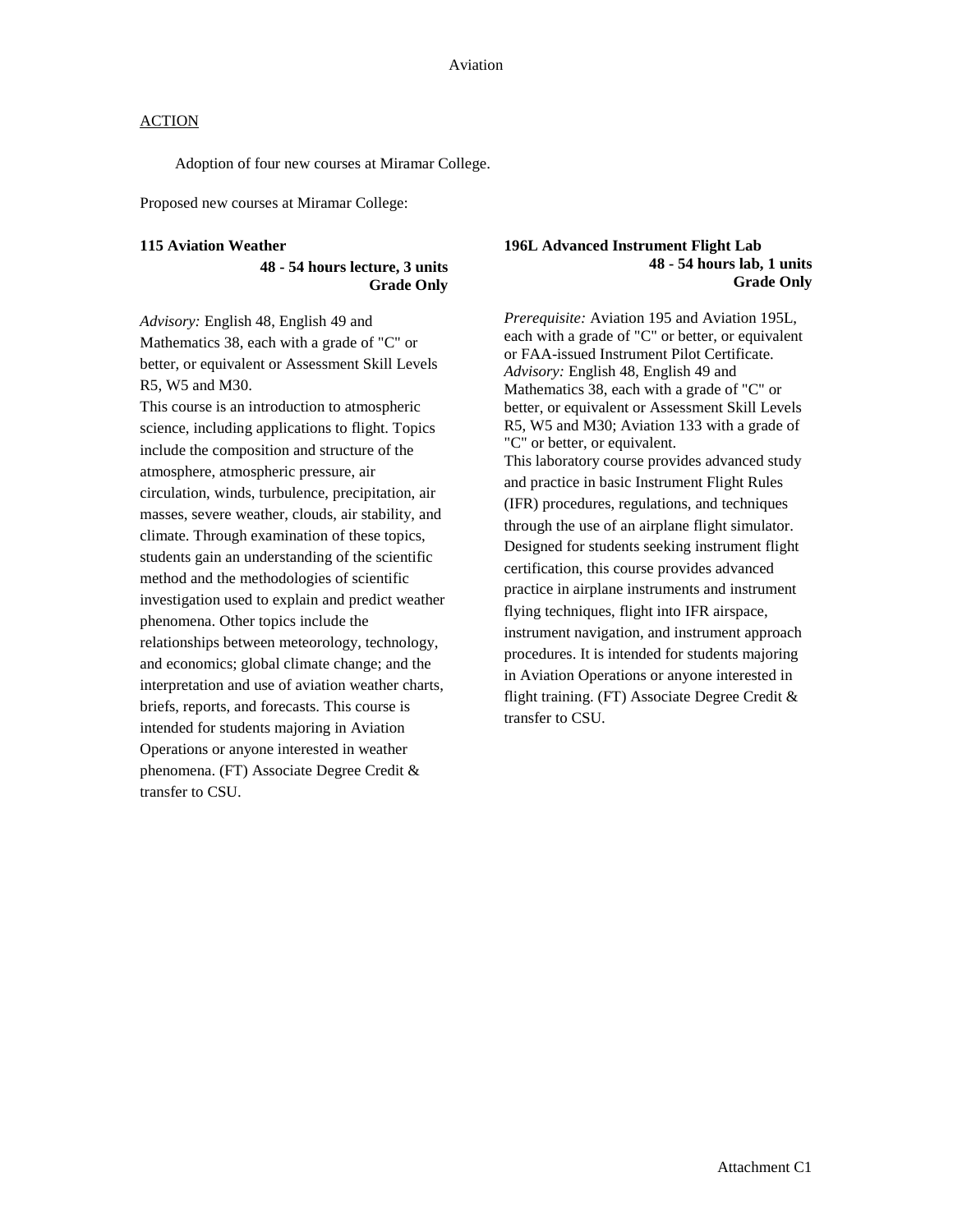## ACTION

Adoption of four new courses at Miramar College.

Proposed new courses at Miramar College:

**115 Aviation Weather**
**48 - 54 hours lecture, 3 units**
**Grade Only**

*Advisory:* English 48, English 49 and Mathematics 38, each with a grade of "C" or better, or equivalent or Assessment Skill Levels R5, W5 and M30.
This course is an introduction to atmospheric science, including applications to flight. Topics include the composition and structure of the atmosphere, atmospheric pressure, air circulation, winds, turbulence, precipitation, air masses, severe weather, clouds, air stability, and climate. Through examination of these topics, students gain an understanding of the scientific method and the methodologies of scientific investigation used to explain and predict weather phenomena. Other topics include the relationships between meteorology, technology, and economics; global climate change; and the interpretation and use of aviation weather charts, briefs, reports, and forecasts. This course is intended for students majoring in Aviation Operations or anyone interested in weather phenomena. (FT) Associate Degree Credit & transfer to CSU.

**196L Advanced Instrument Flight Lab**
**48 - 54 hours lab, 1 units**
**Grade Only**

*Prerequisite:* Aviation 195 and Aviation 195L, each with a grade of "C" or better, or equivalent or FAA-issued Instrument Pilot Certificate.
*Advisory:* English 48, English 49 and Mathematics 38, each with a grade of "C" or better, or equivalent or Assessment Skill Levels R5, W5 and M30; Aviation 133 with a grade of "C" or better, or equivalent.
This laboratory course provides advanced study and practice in basic Instrument Flight Rules (IFR) procedures, regulations, and techniques through the use of an airplane flight simulator. Designed for students seeking instrument flight certification, this course provides advanced practice in airplane instruments and instrument flying techniques, flight into IFR airspace, instrument navigation, and instrument approach procedures. It is intended for students majoring in Aviation Operations or anyone interested in flight training. (FT) Associate Degree Credit & transfer to CSU.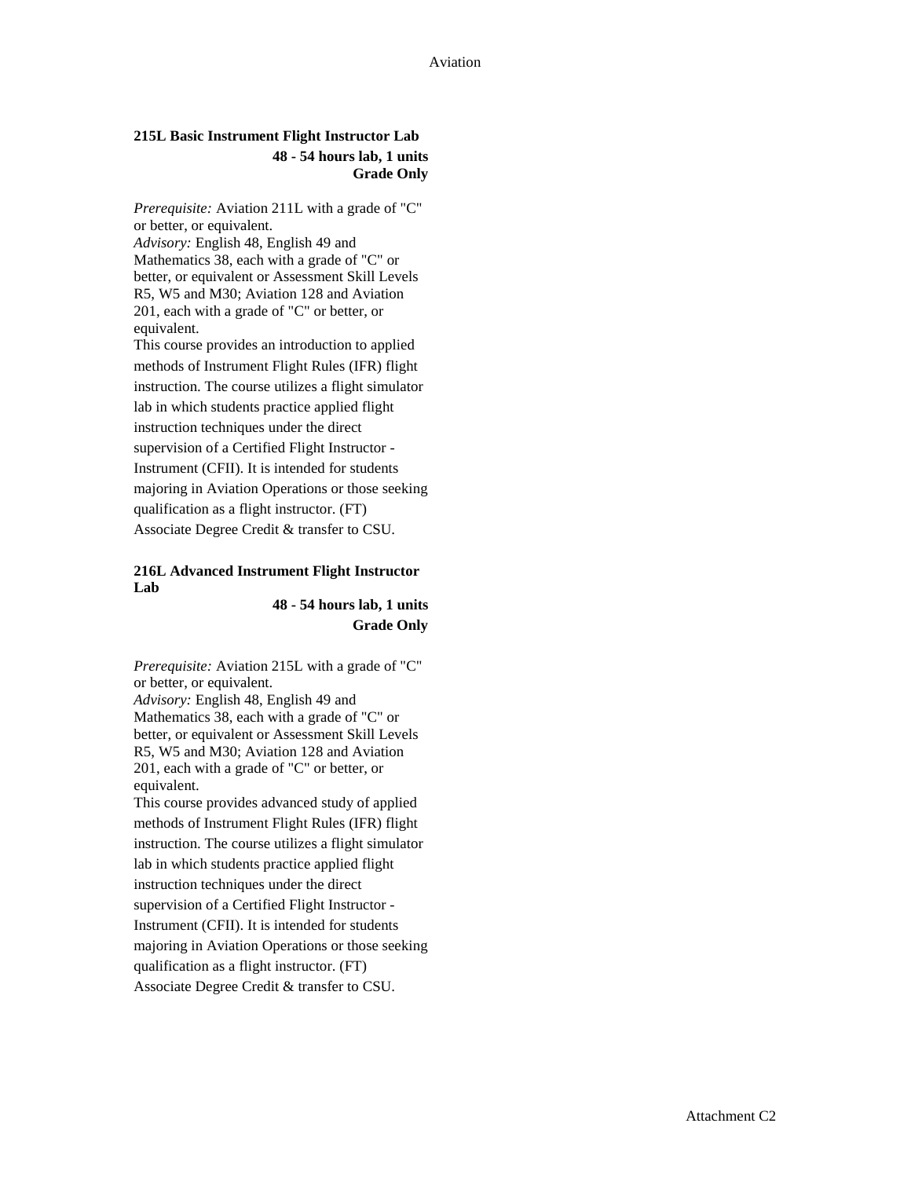**215L Basic Instrument Flight Instructor Lab**

**48 - 54 hours lab, 1 units**
**Grade Only**

*Prerequisite:* Aviation 211L with a grade of "C" or better, or equivalent.
*Advisory:* English 48, English 49 and Mathematics 38, each with a grade of "C" or better, or equivalent or Assessment Skill Levels R5, W5 and M30; Aviation 128 and Aviation 201, each with a grade of "C" or better, or equivalent.
This course provides an introduction to applied methods of Instrument Flight Rules (IFR) flight instruction. The course utilizes a flight simulator lab in which students practice applied flight instruction techniques under the direct supervision of a Certified Flight Instructor - Instrument (CFII). It is intended for students majoring in Aviation Operations or those seeking qualification as a flight instructor. (FT)
Associate Degree Credit & transfer to CSU.

**216L Advanced Instrument Flight Instructor Lab**

**48 - 54 hours lab, 1 units**
**Grade Only**

*Prerequisite:* Aviation 215L with a grade of "C" or better, or equivalent.
*Advisory:* English 48, English 49 and Mathematics 38, each with a grade of "C" or better, or equivalent or Assessment Skill Levels R5, W5 and M30; Aviation 128 and Aviation 201, each with a grade of "C" or better, or equivalent.
This course provides advanced study of applied methods of Instrument Flight Rules (IFR) flight instruction. The course utilizes a flight simulator lab in which students practice applied flight instruction techniques under the direct supervision of a Certified Flight Instructor - Instrument (CFII). It is intended for students majoring in Aviation Operations or those seeking qualification as a flight instructor. (FT)
Associate Degree Credit & transfer to CSU.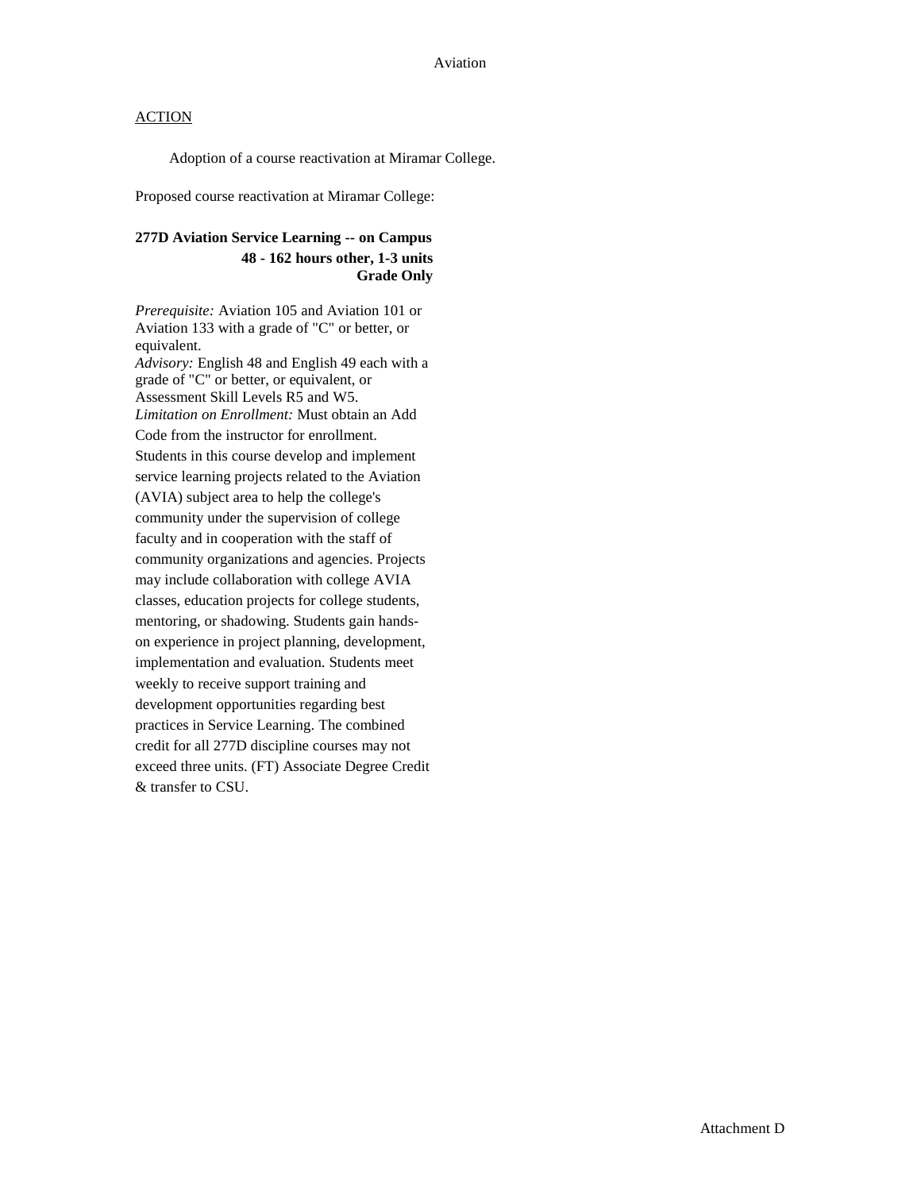ACTION

Adoption of a course reactivation at Miramar College.

Proposed course reactivation at Miramar College:

**277D Aviation Service Learning -- on Campus**
**48 - 162 hours other, 1-3 units**
**Grade Only**

*Prerequisite:* Aviation 105 and Aviation 101 or Aviation 133 with a grade of "C" or better, or equivalent.
*Advisory:* English 48 and English 49 each with a grade of "C" or better, or equivalent, or Assessment Skill Levels R5 and W5.
*Limitation on Enrollment:* Must obtain an Add Code from the instructor for enrollment.
Students in this course develop and implement service learning projects related to the Aviation (AVIA) subject area to help the college's community under the supervision of college faculty and in cooperation with the staff of community organizations and agencies. Projects may include collaboration with college AVIA classes, education projects for college students, mentoring, or shadowing. Students gain hands-on experience in project planning, development, implementation and evaluation. Students meet weekly to receive support training and development opportunities regarding best practices in Service Learning. The combined credit for all 277D discipline courses may not exceed three units. (FT) Associate Degree Credit & transfer to CSU.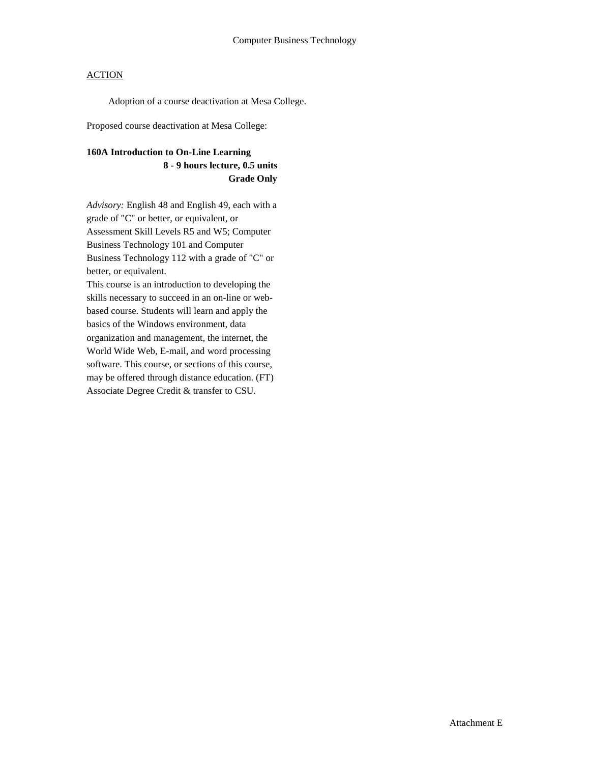Computer Business Technology

ACTION

Adoption of a course deactivation at Mesa College.

Proposed course deactivation at Mesa College:

**160A Introduction to On-Line Learning**
**8 - 9 hours lecture, 0.5 units**
**Grade Only**

*Advisory:* English 48 and English 49, each with a grade of "C" or better, or equivalent, or Assessment Skill Levels R5 and W5; Computer Business Technology 101 and Computer Business Technology 112 with a grade of "C" or better, or equivalent.
This course is an introduction to developing the skills necessary to succeed in an on-line or web-based course. Students will learn and apply the basics of the Windows environment, data organization and management, the internet, the World Wide Web, E-mail, and word processing software. This course, or sections of this course, may be offered through distance education. (FT) Associate Degree Credit & transfer to CSU.

Attachment E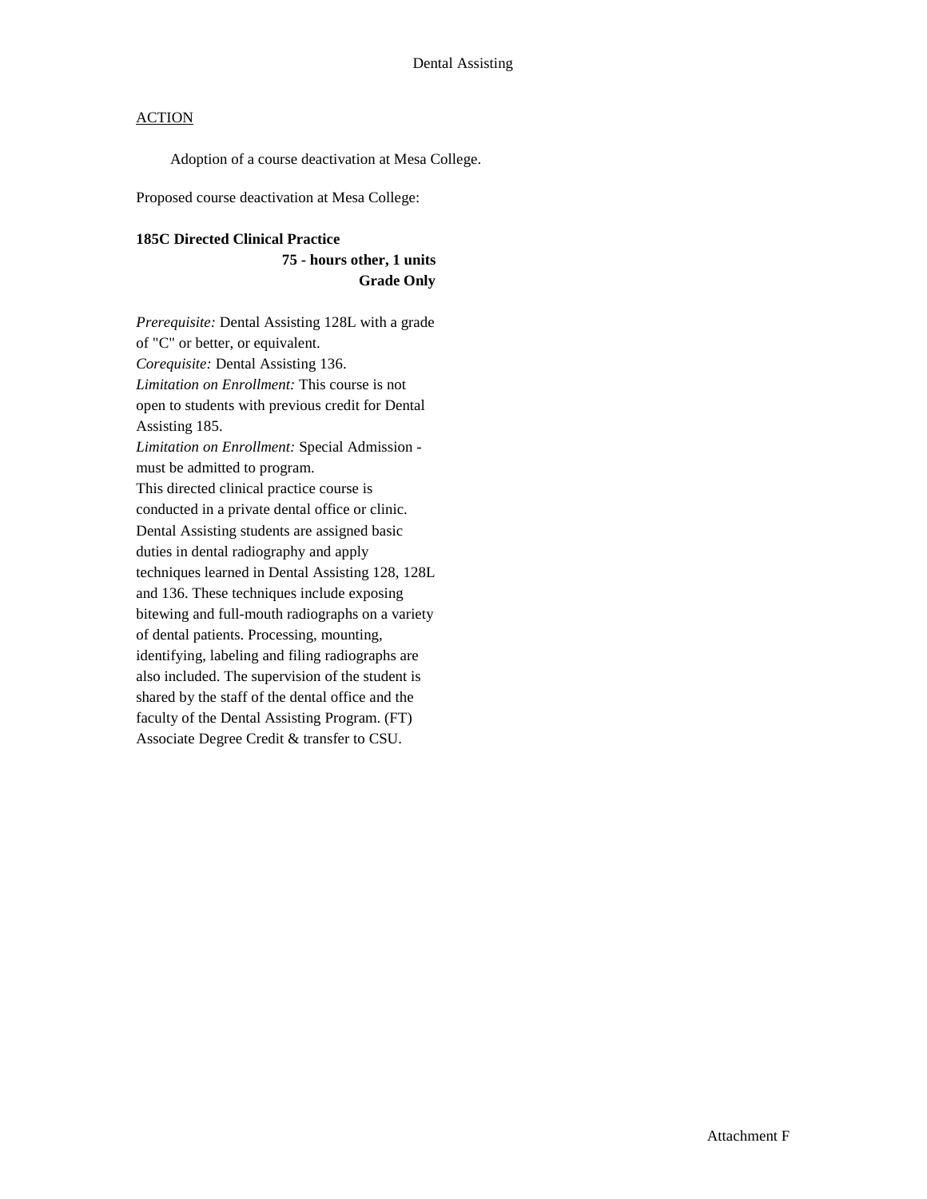Dental Assisting

ACTION

Adoption of a course deactivation at Mesa College.

Proposed course deactivation at Mesa College:

**185C Directed Clinical Practice**
**75 - hours other, 1 units**
**Grade Only**

*Prerequisite:* Dental Assisting 128L with a grade of "C" or better, or equivalent.
*Corequisite:* Dental Assisting 136.
*Limitation on Enrollment:* This course is not open to students with previous credit for Dental Assisting 185.
*Limitation on Enrollment:* Special Admission - must be admitted to program.
This directed clinical practice course is conducted in a private dental office or clinic. Dental Assisting students are assigned basic duties in dental radiography and apply techniques learned in Dental Assisting 128, 128L and 136. These techniques include exposing bitewing and full-mouth radiographs on a variety of dental patients. Processing, mounting, identifying, labeling and filing radiographs are also included. The supervision of the student is shared by the staff of the dental office and the faculty of the Dental Assisting Program. (FT)
Associate Degree Credit & transfer to CSU.

Attachment F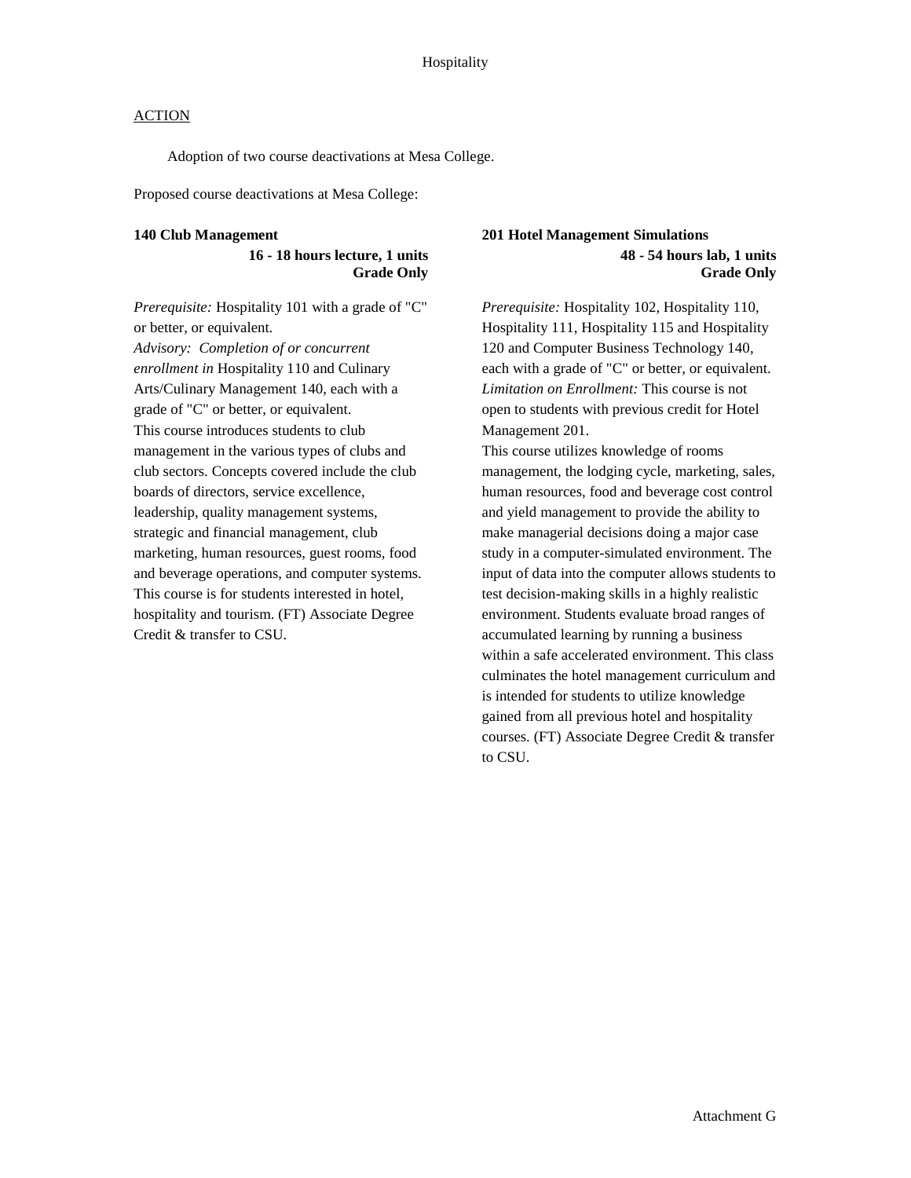Hospitality

ACTION

Adoption of two course deactivations at Mesa College.

Proposed course deactivations at Mesa College:

**140 Club Management**
**16 - 18 hours lecture, 1 units**
**Grade Only**

*Prerequisite:* Hospitality 101 with a grade of "C" or better, or equivalent.
*Advisory: Completion of or concurrent enrollment in* Hospitality 110 and Culinary Arts/Culinary Management 140, each with a grade of "C" or better, or equivalent.
This course introduces students to club management in the various types of clubs and club sectors. Concepts covered include the club boards of directors, service excellence, leadership, quality management systems, strategic and financial management, club marketing, human resources, guest rooms, food and beverage operations, and computer systems. This course is for students interested in hotel, hospitality and tourism. (FT) Associate Degree Credit & transfer to CSU.

**201 Hotel Management Simulations**
**48 - 54 hours lab, 1 units**
**Grade Only**

*Prerequisite:* Hospitality 102, Hospitality 110, Hospitality 111, Hospitality 115 and Hospitality 120 and Computer Business Technology 140, each with a grade of "C" or better, or equivalent.
*Limitation on Enrollment:* This course is not open to students with previous credit for Hotel Management 201.
This course utilizes knowledge of rooms management, the lodging cycle, marketing, sales, human resources, food and beverage cost control and yield management to provide the ability to make managerial decisions doing a major case study in a computer-simulated environment. The input of data into the computer allows students to test decision-making skills in a highly realistic environment. Students evaluate broad ranges of accumulated learning by running a business within a safe accelerated environment. This class culminates the hotel management curriculum and is intended for students to utilize knowledge gained from all previous hotel and hospitality courses. (FT) Associate Degree Credit & transfer to CSU.

Attachment G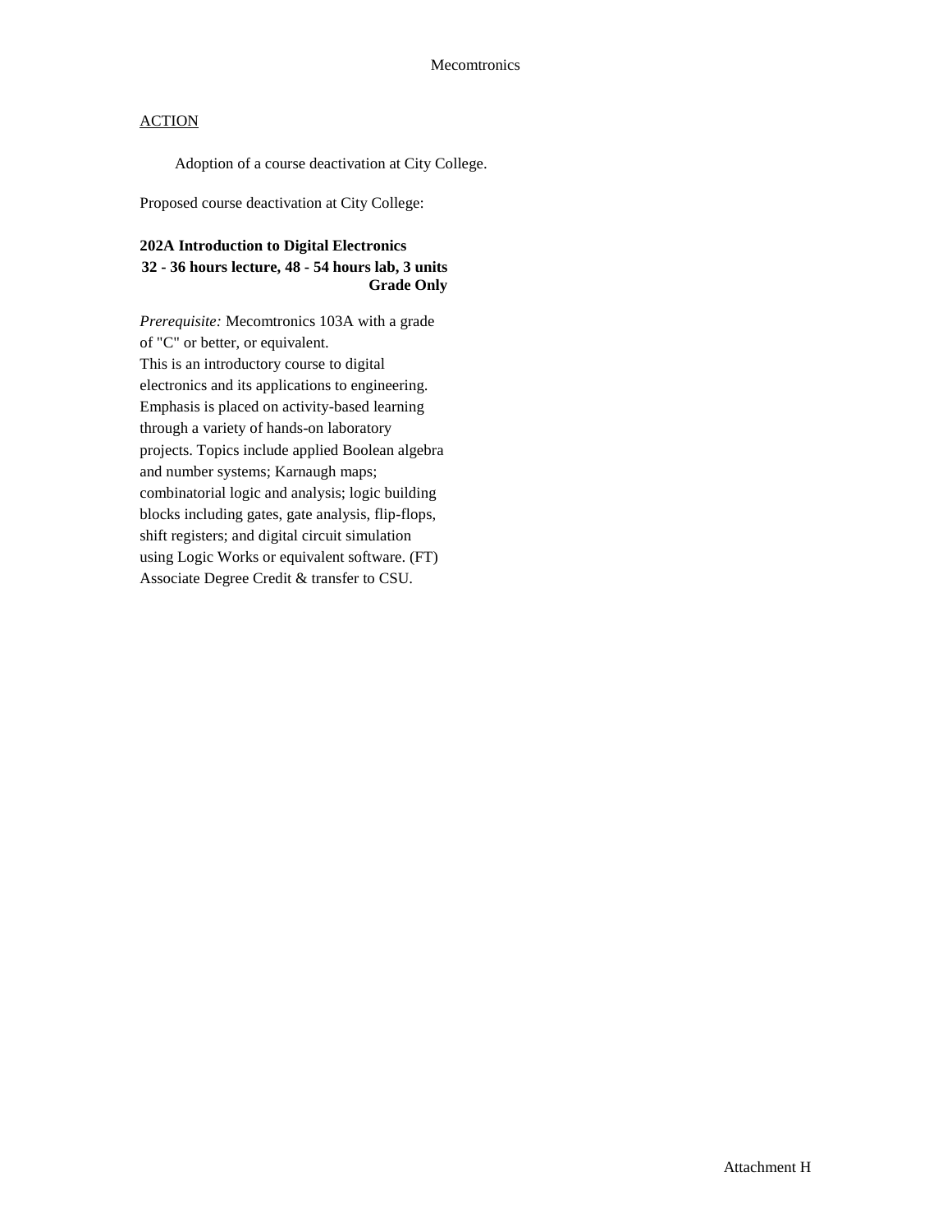Mecomtronics

ACTION

Adoption of a course deactivation at City College.

Proposed course deactivation at City College:

**202A Introduction to Digital Electronics**
**32 - 36 hours lecture, 48 - 54 hours lab, 3 units**
**Grade Only**

*Prerequisite:* Mecomtronics 103A with a grade of "C" or better, or equivalent.
This is an introductory course to digital electronics and its applications to engineering. Emphasis is placed on activity-based learning through a variety of hands-on laboratory projects. Topics include applied Boolean algebra and number systems; Karnaugh maps; combinatorial logic and analysis; logic building blocks including gates, gate analysis, flip-flops, shift registers; and digital circuit simulation using Logic Works or equivalent software. (FT)
Associate Degree Credit & transfer to CSU.

Attachment H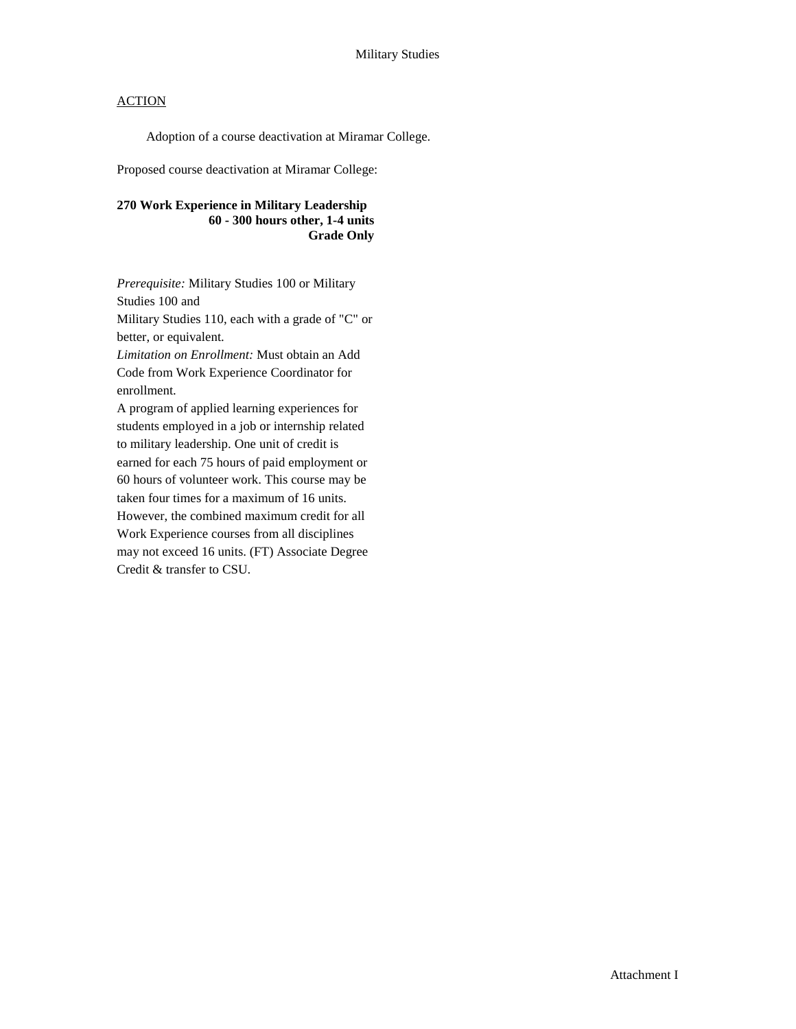ACTION

Adoption of a course deactivation at Miramar College.

Proposed course deactivation at Miramar College:

**270 Work Experience in Military Leadership**
**60 - 300 hours other, 1-4 units**
**Grade Only**

*Prerequisite:* Military Studies 100 or Military Studies 100 and
Military Studies 110, each with a grade of "C" or better, or equivalent.
*Limitation on Enrollment:* Must obtain an Add Code from Work Experience Coordinator for enrollment.
A program of applied learning experiences for students employed in a job or internship related to military leadership. One unit of credit is earned for each 75 hours of paid employment or 60 hours of volunteer work. This course may be taken four times for a maximum of 16 units. However, the combined maximum credit for all Work Experience courses from all disciplines may not exceed 16 units. (FT) Associate Degree Credit & transfer to CSU.

Attachment I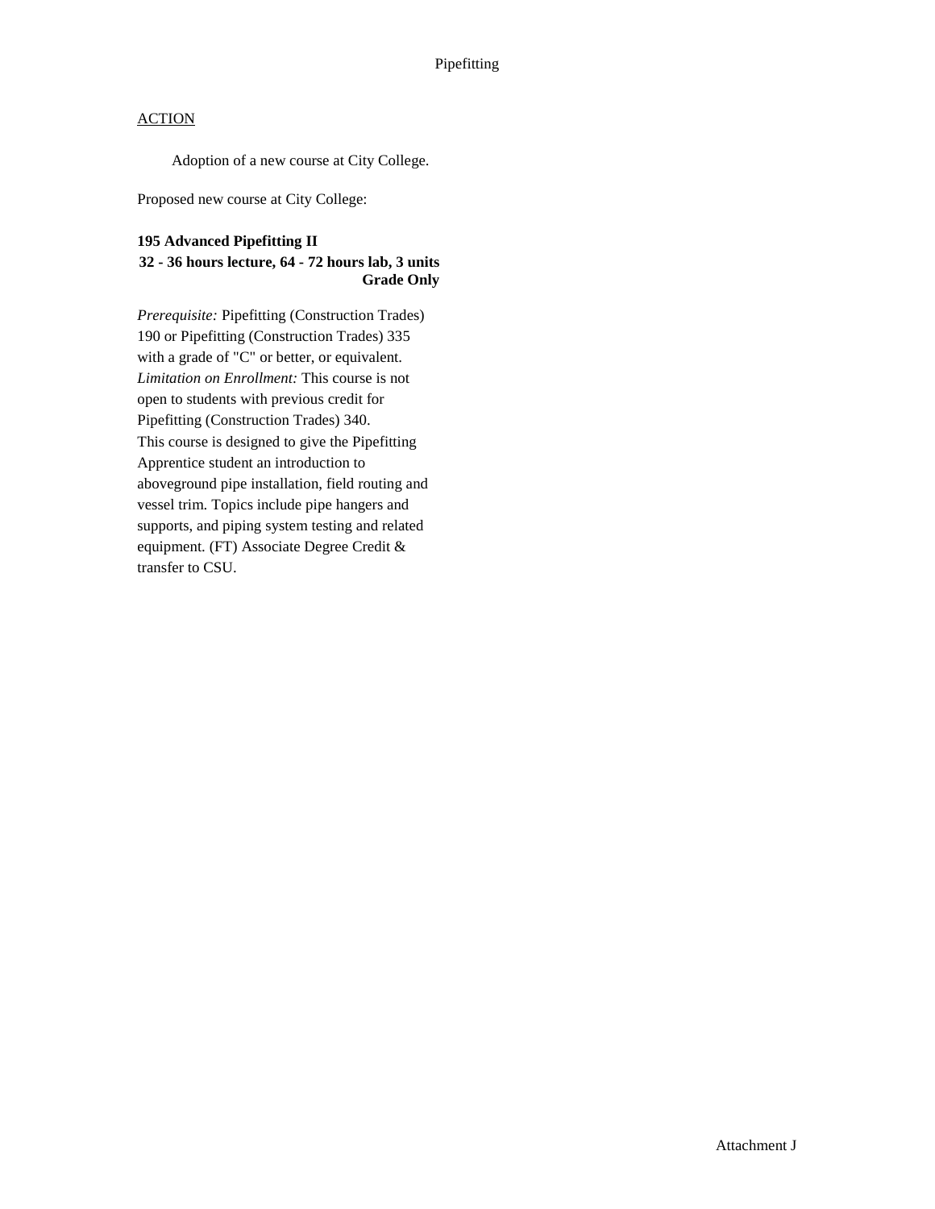Pipefitting

ACTION

Adoption of a new course at City College.

Proposed new course at City College:

**195 Advanced Pipefitting II**
**32 - 36 hours lecture, 64 - 72 hours lab, 3 units**
**Grade Only**

*Prerequisite:* Pipefitting (Construction Trades) 190 or Pipefitting (Construction Trades) 335 with a grade of "C" or better, or equivalent.
*Limitation on Enrollment:* This course is not open to students with previous credit for Pipefitting (Construction Trades) 340.
This course is designed to give the Pipefitting Apprentice student an introduction to aboveground pipe installation, field routing and vessel trim. Topics include pipe hangers and supports, and piping system testing and related equipment. (FT) Associate Degree Credit & transfer to CSU.

Attachment J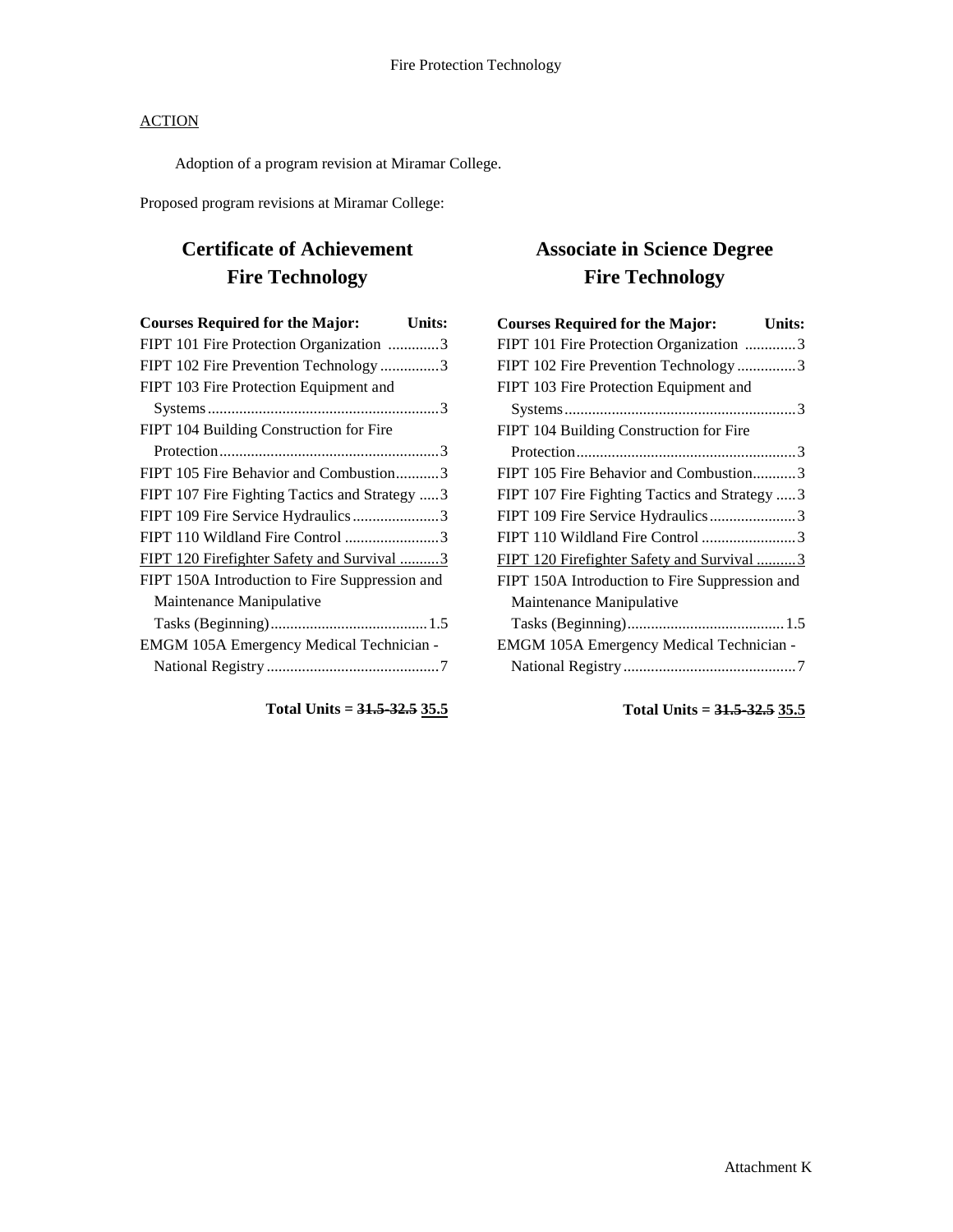ACTION

Adoption of a program revision at Miramar College.

Proposed program revisions at Miramar College:

## Certificate of Achievement
## Fire Technology

| Courses Required for the Major: | Units: |
|---|---|
| FIPT 101 Fire Protection Organization | 3 |
| FIPT 102 Fire Prevention Technology | 3 |
| FIPT 103 Fire Protection Equipment and Systems | 3 |
| FIPT 104 Building Construction for Fire Protection | 3 |
| FIPT 105 Fire Behavior and Combustion | 3 |
| FIPT 107 Fire Fighting Tactics and Strategy | 3 |
| FIPT 109 Fire Service Hydraulics | 3 |
| FIPT 110 Wildland Fire Control | 3 |
| <u>FIPT 120 Firefighter Safety and Survival</u> | <u>3</u> |
| FIPT 150A Introduction to Fire Suppression and Maintenance Manipulative Tasks (Beginning) | 1.5 |
| EMGM 105A Emergency Medical Technician - National Registry | 7 |

**Total Units = ~~31.5-32.5~~ <u>35.5</u>**

## Associate in Science Degree
## Fire Technology

| Courses Required for the Major: | Units: |
|---|---|
| FIPT 101 Fire Protection Organization | 3 |
| FIPT 102 Fire Prevention Technology | 3 |
| FIPT 103 Fire Protection Equipment and Systems | 3 |
| FIPT 104 Building Construction for Fire Protection | 3 |
| FIPT 105 Fire Behavior and Combustion | 3 |
| FIPT 107 Fire Fighting Tactics and Strategy | 3 |
| FIPT 109 Fire Service Hydraulics | 3 |
| FIPT 110 Wildland Fire Control | 3 |
| <u>FIPT 120 Firefighter Safety and Survival</u> | <u>3</u> |
| FIPT 150A Introduction to Fire Suppression and Maintenance Manipulative Tasks (Beginning) | 1.5 |
| EMGM 105A Emergency Medical Technician - National Registry | 7 |

**Total Units = ~~31.5-32.5~~ <u>35.5</u>**

Attachment K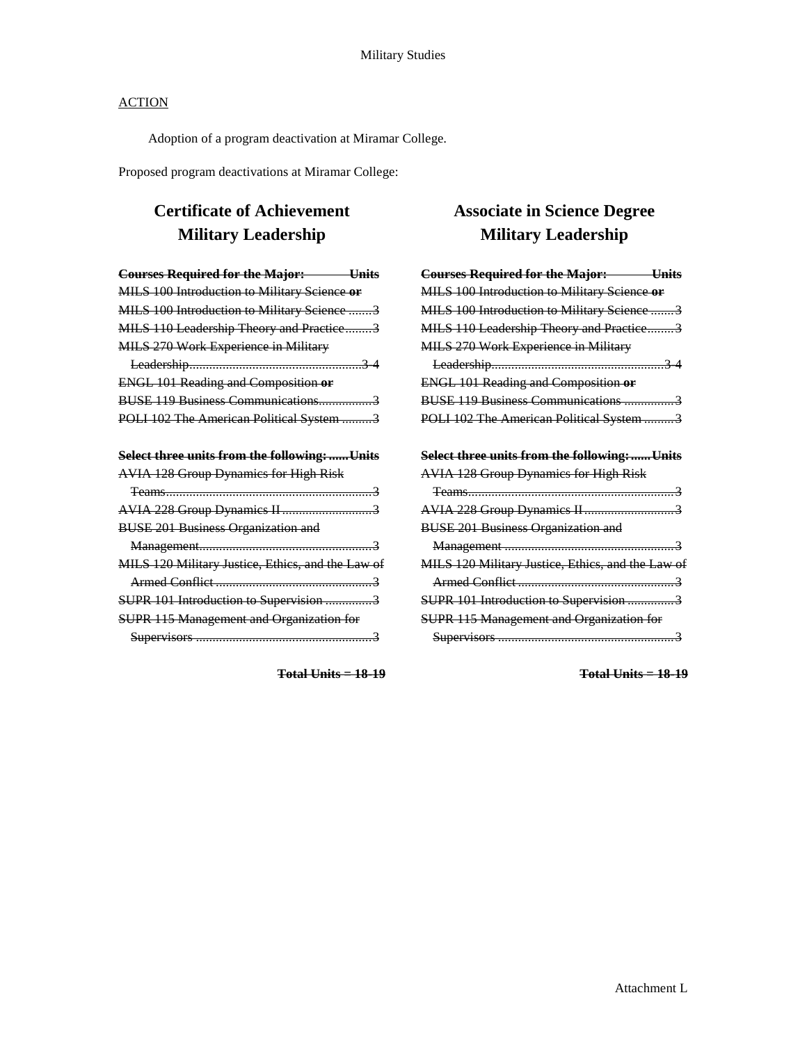ACTION

Adoption of a program deactivation at Miramar College.

Proposed program deactivations at Miramar College:

## Certificate of Achievement Military Leadership

~~**Courses Required for the Major: Units**~~
~~MILS 100 Introduction to Military Science **or**~~
~~MILS 100 Introduction to Military Science .......3~~
~~MILS 110 Leadership Theory and Practice........3~~
~~MILS 270 Work Experience in Military Leadership....................................................3-4~~
~~ENGL 101 Reading and Composition **or**~~
~~BUSE 119 Business Communications................3~~
~~POLI 102 The American Political System .........3~~

~~**Select three units from the following: ......Units**~~
~~AVIA 128 Group Dynamics for High Risk Teams...............................................................3~~
~~AVIA 228 Group Dynamics II ...........................3~~
~~BUSE 201 Business Organization and Management....................................................3~~
~~MILS 120 Military Justice, Ethics, and the Law of Armed Conflict ...............................................3~~
~~SUPR 101 Introduction to Supervision ..............3~~
~~SUPR 115 Management and Organization for Supervisors .....................................................3~~

~~**Total Units = 18-19**~~

## Associate in Science Degree Military Leadership

~~**Courses Required for the Major: Units**~~
~~MILS 100 Introduction to Military Science **or**~~
~~MILS 100 Introduction to Military Science .......3~~
~~MILS 110 Leadership Theory and Practice........3~~
~~MILS 270 Work Experience in Military Leadership....................................................3-4~~
~~ENGL 101 Reading and Composition **or**~~
~~BUSE 119 Business Communications ...............3~~
~~POLI 102 The American Political System .........3~~

~~**Select three units from the following: ......Units**~~
~~AVIA 128 Group Dynamics for High Risk Teams...............................................................3~~
~~AVIA 228 Group Dynamics II ...........................3~~
~~BUSE 201 Business Organization and Management ...................................................3~~
~~MILS 120 Military Justice, Ethics, and the Law of Armed Conflict ...............................................3~~
~~SUPR 101 Introduction to Supervision ..............3~~
~~SUPR 115 Management and Organization for Supervisors .....................................................3~~

~~**Total Units = 18-19**~~

Attachment L